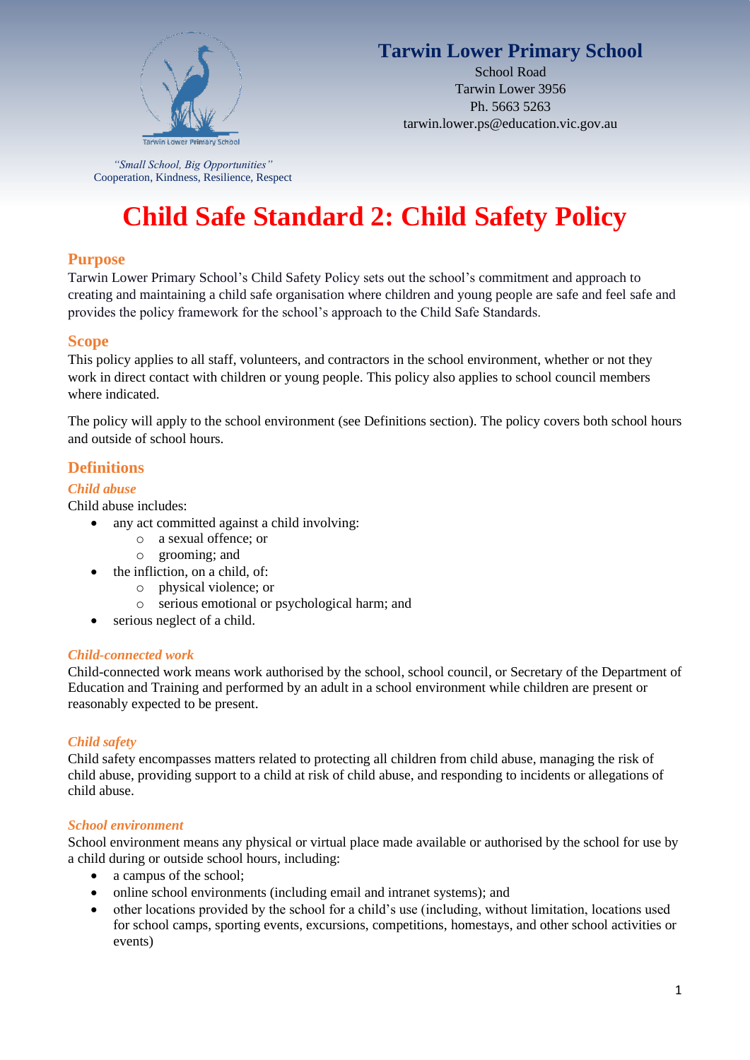# Tarwin Lower Primary School

School Road
Tarwin Lower 3956
Ph. 5663 5263
tarwin.lower.ps@education.vic.gov.au

*"Small School, Big Opportunities"*
Cooperation, Kindness, Resilience, Respect

# Child Safe Standard 2: Child Safety Policy

## Purpose

Tarwin Lower Primary School's Child Safety Policy sets out the school's commitment and approach to creating and maintaining a child safe organisation where children and young people are safe and feel safe and provides the policy framework for the school's approach to the Child Safe Standards.

## Scope

This policy applies to all staff, volunteers, and contractors in the school environment, whether or not they work in direct contact with children or young people. This policy also applies to school council members where indicated.

The policy will apply to the school environment (see Definitions section). The policy covers both school hours and outside of school hours.

## Definitions

### *Child abuse*

Child abuse includes:

- any act committed against a child involving:
  - a sexual offence; or
  - grooming; and
- the infliction, on a child, of:
  - physical violence; or
  - serious emotional or psychological harm; and
- serious neglect of a child.

### *Child-connected work*

Child-connected work means work authorised by the school, school council, or Secretary of the Department of Education and Training and performed by an adult in a school environment while children are present or reasonably expected to be present.

### *Child safety*

Child safety encompasses matters related to protecting all children from child abuse, managing the risk of child abuse, providing support to a child at risk of child abuse, and responding to incidents or allegations of child abuse.

### *School environment*

School environment means any physical or virtual place made available or authorised by the school for use by a child during or outside school hours, including:

- a campus of the school;
- online school environments (including email and intranet systems); and
- other locations provided by the school for a child's use (including, without limitation, locations used for school camps, sporting events, excursions, competitions, homestays, and other school activities or events)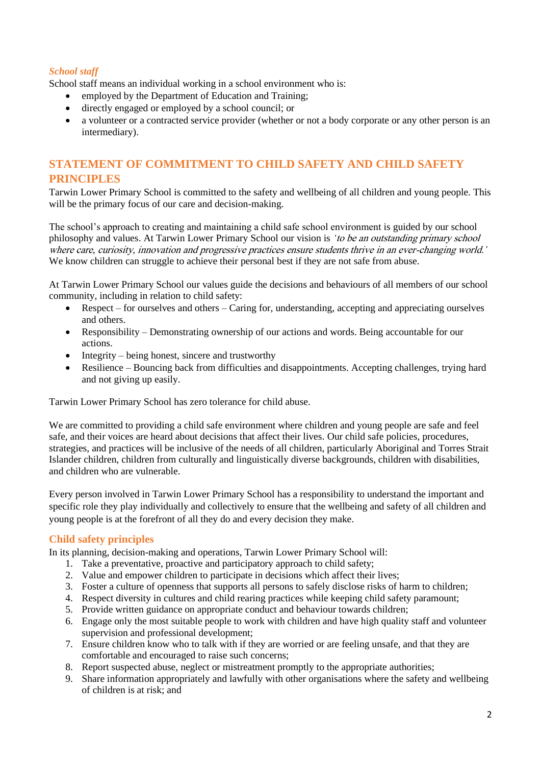### *School staff*

School staff means an individual working in a school environment who is:

- employed by the Department of Education and Training;
- directly engaged or employed by a school council; or
- a volunteer or a contracted service provider (whether or not a body corporate or any other person is an intermediary).

## STATEMENT OF COMMITMENT TO CHILD SAFETY AND CHILD SAFETY PRINCIPLES

Tarwin Lower Primary School is committed to the safety and wellbeing of all children and young people. This will be the primary focus of our care and decision-making.

The school's approach to creating and maintaining a child safe school environment is guided by our school philosophy and values. At Tarwin Lower Primary School our vision is *'to be an outstanding primary school where care, curiosity, innovation and progressive practices ensure students thrive in an ever-changing world.'* We know children can struggle to achieve their personal best if they are not safe from abuse.

At Tarwin Lower Primary School our values guide the decisions and behaviours of all members of our school community, including in relation to child safety:

- Respect – for ourselves and others – Caring for, understanding, accepting and appreciating ourselves and others.
- Responsibility – Demonstrating ownership of our actions and words. Being accountable for our actions.
- Integrity – being honest, sincere and trustworthy
- Resilience – Bouncing back from difficulties and disappointments. Accepting challenges, trying hard and not giving up easily.

Tarwin Lower Primary School has zero tolerance for child abuse.

We are committed to providing a child safe environment where children and young people are safe and feel safe, and their voices are heard about decisions that affect their lives. Our child safe policies, procedures, strategies, and practices will be inclusive of the needs of all children, particularly Aboriginal and Torres Strait Islander children, children from culturally and linguistically diverse backgrounds, children with disabilities, and children who are vulnerable.

Every person involved in Tarwin Lower Primary School has a responsibility to understand the important and specific role they play individually and collectively to ensure that the wellbeing and safety of all children and young people is at the forefront of all they do and every decision they make.

### Child safety principles

In its planning, decision-making and operations, Tarwin Lower Primary School will:

1. Take a preventative, proactive and participatory approach to child safety;
2. Value and empower children to participate in decisions which affect their lives;
3. Foster a culture of openness that supports all persons to safely disclose risks of harm to children;
4. Respect diversity in cultures and child rearing practices while keeping child safety paramount;
5. Provide written guidance on appropriate conduct and behaviour towards children;
6. Engage only the most suitable people to work with children and have high quality staff and volunteer supervision and professional development;
7. Ensure children know who to talk with if they are worried or are feeling unsafe, and that they are comfortable and encouraged to raise such concerns;
8. Report suspected abuse, neglect or mistreatment promptly to the appropriate authorities;
9. Share information appropriately and lawfully with other organisations where the safety and wellbeing of children is at risk; and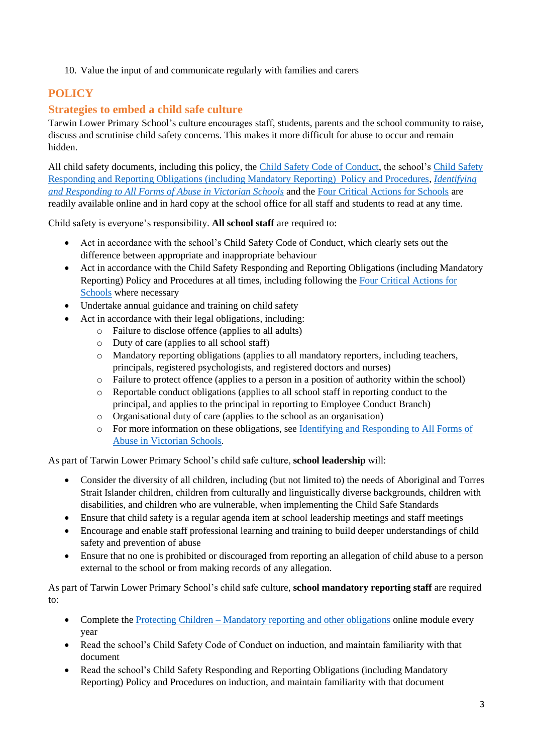10. Value the input of and communicate regularly with families and carers

## POLICY

### Strategies to embed a child safe culture

Tarwin Lower Primary School's culture encourages staff, students, parents and the school community to raise, discuss and scrutinise child safety concerns. This makes it more difficult for abuse to occur and remain hidden.

All child safety documents, including this policy, the Child Safety Code of Conduct, the school's Child Safety Responding and Reporting Obligations (including Mandatory Reporting) Policy and Procedures, *Identifying and Responding to All Forms of Abuse in Victorian Schools* and the Four Critical Actions for Schools are readily available online and in hard copy at the school office for all staff and students to read at any time.

Child safety is everyone's responsibility. **All school staff** are required to:

- Act in accordance with the school's Child Safety Code of Conduct, which clearly sets out the difference between appropriate and inappropriate behaviour
- Act in accordance with the Child Safety Responding and Reporting Obligations (including Mandatory Reporting) Policy and Procedures at all times, including following the Four Critical Actions for Schools where necessary
- Undertake annual guidance and training on child safety
- Act in accordance with their legal obligations, including:
  - Failure to disclose offence (applies to all adults)
  - Duty of care (applies to all school staff)
  - Mandatory reporting obligations (applies to all mandatory reporters, including teachers, principals, registered psychologists, and registered doctors and nurses)
  - Failure to protect offence (applies to a person in a position of authority within the school)
  - Reportable conduct obligations (applies to all school staff in reporting conduct to the principal, and applies to the principal in reporting to Employee Conduct Branch)
  - Organisational duty of care (applies to the school as an organisation)
  - For more information on these obligations, see Identifying and Responding to All Forms of Abuse in Victorian Schools.

As part of Tarwin Lower Primary School's child safe culture, **school leadership** will:

- Consider the diversity of all children, including (but not limited to) the needs of Aboriginal and Torres Strait Islander children, children from culturally and linguistically diverse backgrounds, children with disabilities, and children who are vulnerable, when implementing the Child Safe Standards
- Ensure that child safety is a regular agenda item at school leadership meetings and staff meetings
- Encourage and enable staff professional learning and training to build deeper understandings of child safety and prevention of abuse
- Ensure that no one is prohibited or discouraged from reporting an allegation of child abuse to a person external to the school or from making records of any allegation.

As part of Tarwin Lower Primary School's child safe culture, **school mandatory reporting staff** are required to:

- Complete the Protecting Children – Mandatory reporting and other obligations online module every year
- Read the school's Child Safety Code of Conduct on induction, and maintain familiarity with that document
- Read the school's Child Safety Responding and Reporting Obligations (including Mandatory Reporting) Policy and Procedures on induction, and maintain familiarity with that document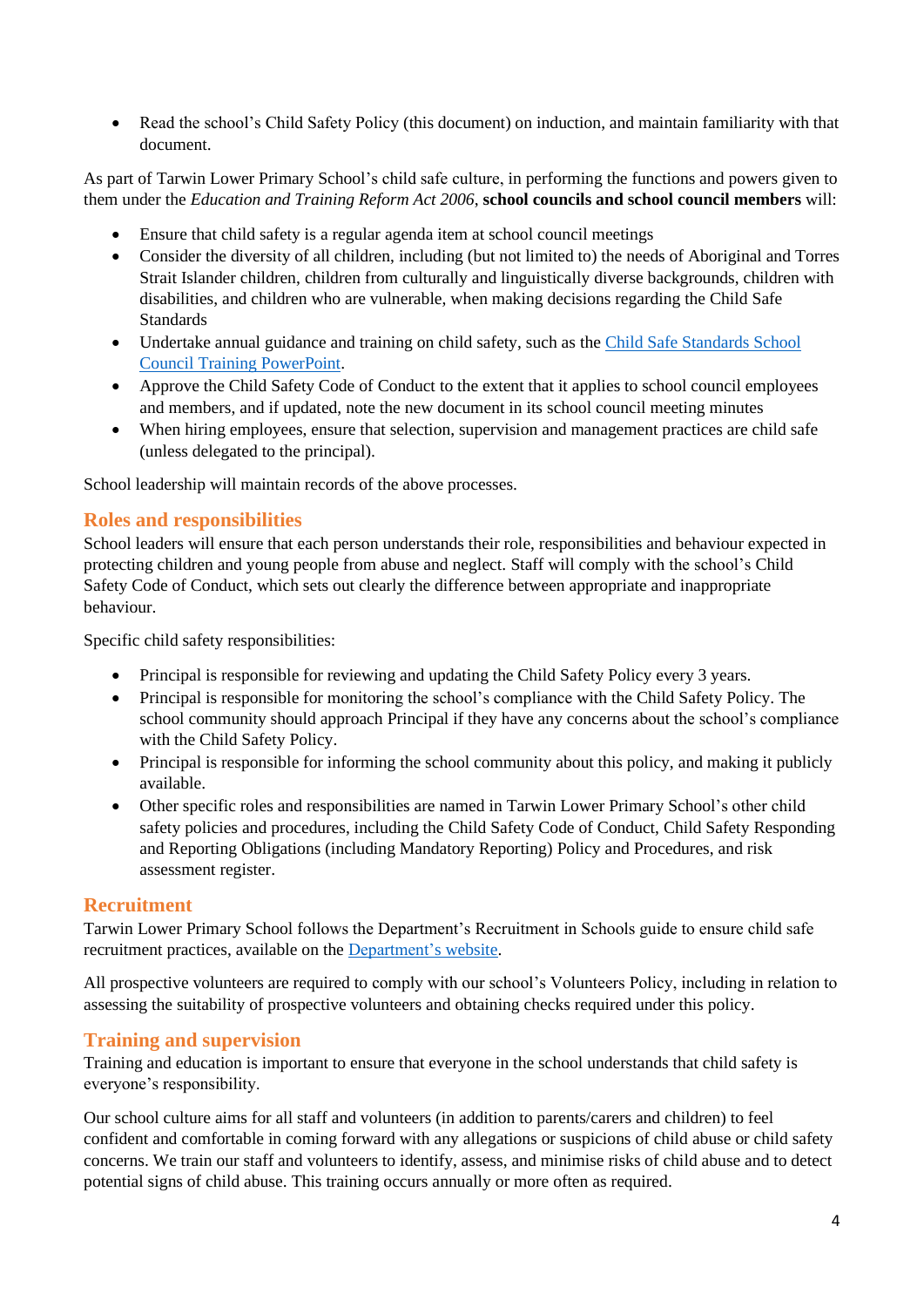- Read the school's Child Safety Policy (this document) on induction, and maintain familiarity with that document.

As part of Tarwin Lower Primary School's child safe culture, in performing the functions and powers given to them under the *Education and Training Reform Act 2006*, **school councils and school council members** will:

- Ensure that child safety is a regular agenda item at school council meetings
- Consider the diversity of all children, including (but not limited to) the needs of Aboriginal and Torres Strait Islander children, children from culturally and linguistically diverse backgrounds, children with disabilities, and children who are vulnerable, when making decisions regarding the Child Safe Standards
- Undertake annual guidance and training on child safety, such as the [Child Safe Standards School Council Training PowerPoint](#).
- Approve the Child Safety Code of Conduct to the extent that it applies to school council employees and members, and if updated, note the new document in its school council meeting minutes
- When hiring employees, ensure that selection, supervision and management practices are child safe (unless delegated to the principal).

School leadership will maintain records of the above processes.

## Roles and responsibilities

School leaders will ensure that each person understands their role, responsibilities and behaviour expected in protecting children and young people from abuse and neglect. Staff will comply with the school's Child Safety Code of Conduct, which sets out clearly the difference between appropriate and inappropriate behaviour.

Specific child safety responsibilities:

- Principal is responsible for reviewing and updating the Child Safety Policy every 3 years.
- Principal is responsible for monitoring the school's compliance with the Child Safety Policy. The school community should approach Principal if they have any concerns about the school's compliance with the Child Safety Policy.
- Principal is responsible for informing the school community about this policy, and making it publicly available.
- Other specific roles and responsibilities are named in Tarwin Lower Primary School's other child safety policies and procedures, including the Child Safety Code of Conduct, Child Safety Responding and Reporting Obligations (including Mandatory Reporting) Policy and Procedures, and risk assessment register.

## Recruitment

Tarwin Lower Primary School follows the Department's Recruitment in Schools guide to ensure child safe recruitment practices, available on the [Department's website](#).

All prospective volunteers are required to comply with our school's Volunteers Policy, including in relation to assessing the suitability of prospective volunteers and obtaining checks required under this policy.

## Training and supervision

Training and education is important to ensure that everyone in the school understands that child safety is everyone's responsibility.

Our school culture aims for all staff and volunteers (in addition to parents/carers and children) to feel confident and comfortable in coming forward with any allegations or suspicions of child abuse or child safety concerns. We train our staff and volunteers to identify, assess, and minimise risks of child abuse and to detect potential signs of child abuse. This training occurs annually or more often as required.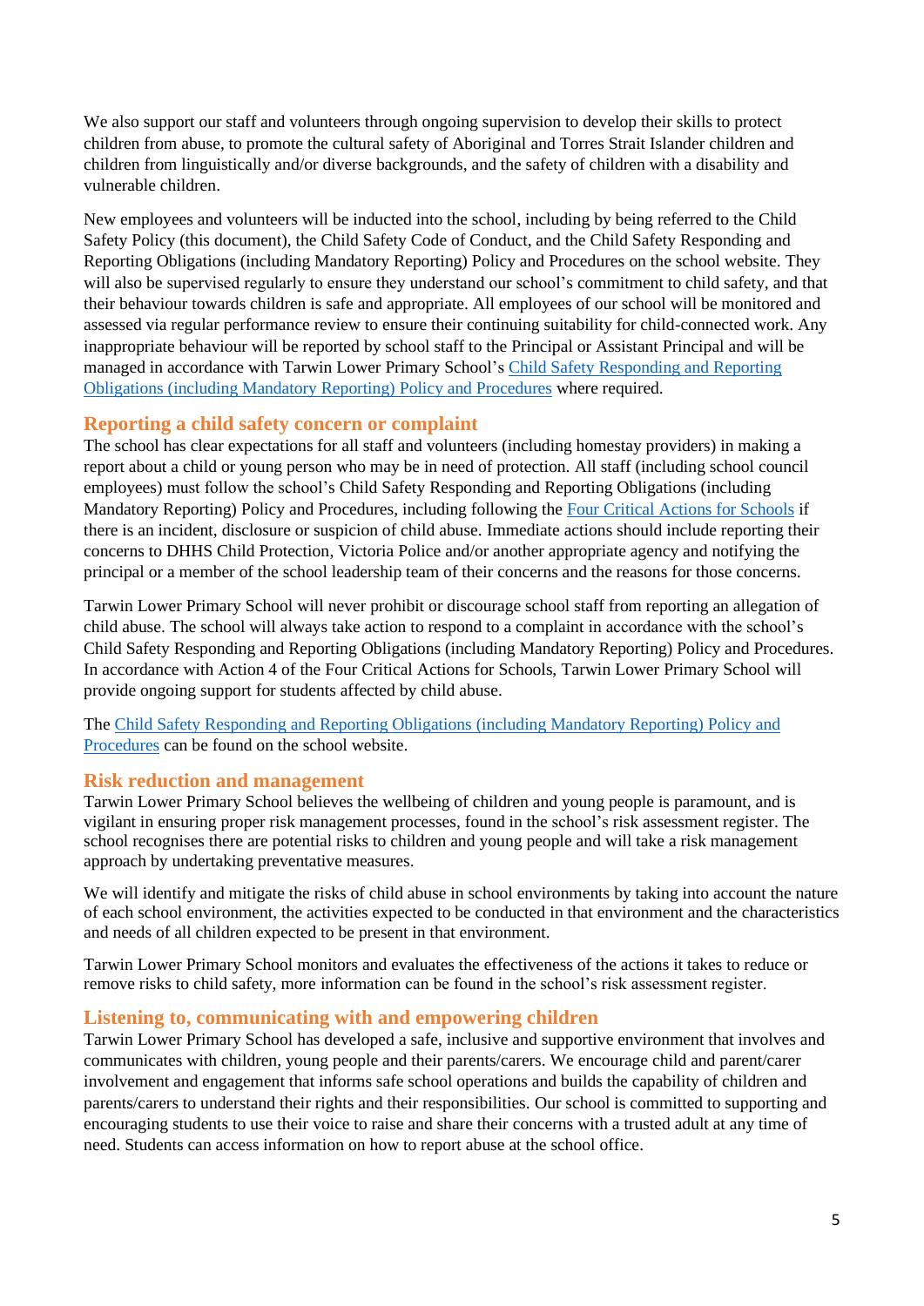We also support our staff and volunteers through ongoing supervision to develop their skills to protect children from abuse, to promote the cultural safety of Aboriginal and Torres Strait Islander children and children from linguistically and/or diverse backgrounds, and the safety of children with a disability and vulnerable children.

New employees and volunteers will be inducted into the school, including by being referred to the Child Safety Policy (this document), the Child Safety Code of Conduct, and the Child Safety Responding and Reporting Obligations (including Mandatory Reporting) Policy and Procedures on the school website. They will also be supervised regularly to ensure they understand our school's commitment to child safety, and that their behaviour towards children is safe and appropriate. All employees of our school will be monitored and assessed via regular performance review to ensure their continuing suitability for child-connected work. Any inappropriate behaviour will be reported by school staff to the Principal or Assistant Principal and will be managed in accordance with Tarwin Lower Primary School's Child Safety Responding and Reporting Obligations (including Mandatory Reporting) Policy and Procedures where required.

## Reporting a child safety concern or complaint

The school has clear expectations for all staff and volunteers (including homestay providers) in making a report about a child or young person who may be in need of protection. All staff (including school council employees) must follow the school's Child Safety Responding and Reporting Obligations (including Mandatory Reporting) Policy and Procedures, including following the Four Critical Actions for Schools if there is an incident, disclosure or suspicion of child abuse. Immediate actions should include reporting their concerns to DHHS Child Protection, Victoria Police and/or another appropriate agency and notifying the principal or a member of the school leadership team of their concerns and the reasons for those concerns.

Tarwin Lower Primary School will never prohibit or discourage school staff from reporting an allegation of child abuse. The school will always take action to respond to a complaint in accordance with the school's Child Safety Responding and Reporting Obligations (including Mandatory Reporting) Policy and Procedures. In accordance with Action 4 of the Four Critical Actions for Schools, Tarwin Lower Primary School will provide ongoing support for students affected by child abuse.

The Child Safety Responding and Reporting Obligations (including Mandatory Reporting) Policy and Procedures can be found on the school website.

## Risk reduction and management

Tarwin Lower Primary School believes the wellbeing of children and young people is paramount, and is vigilant in ensuring proper risk management processes, found in the school's risk assessment register. The school recognises there are potential risks to children and young people and will take a risk management approach by undertaking preventative measures.

We will identify and mitigate the risks of child abuse in school environments by taking into account the nature of each school environment, the activities expected to be conducted in that environment and the characteristics and needs of all children expected to be present in that environment.

Tarwin Lower Primary School monitors and evaluates the effectiveness of the actions it takes to reduce or remove risks to child safety, more information can be found in the school's risk assessment register.

## Listening to, communicating with and empowering children

Tarwin Lower Primary School has developed a safe, inclusive and supportive environment that involves and communicates with children, young people and their parents/carers. We encourage child and parent/carer involvement and engagement that informs safe school operations and builds the capability of children and parents/carers to understand their rights and their responsibilities. Our school is committed to supporting and encouraging students to use their voice to raise and share their concerns with a trusted adult at any time of need. Students can access information on how to report abuse at the school office.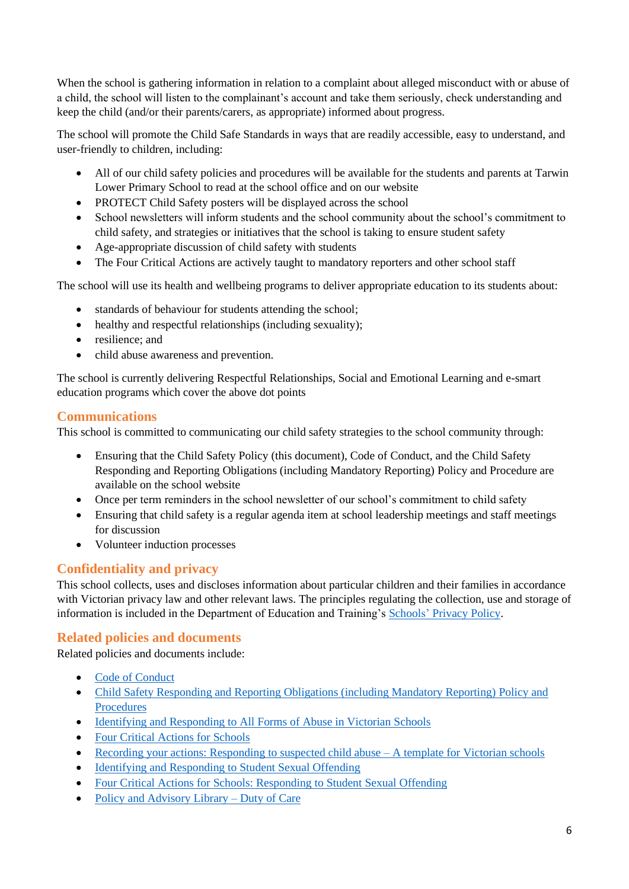When the school is gathering information in relation to a complaint about alleged misconduct with or abuse of a child, the school will listen to the complainant's account and take them seriously, check understanding and keep the child (and/or their parents/carers, as appropriate) informed about progress.

The school will promote the Child Safe Standards in ways that are readily accessible, easy to understand, and user-friendly to children, including:

- All of our child safety policies and procedures will be available for the students and parents at Tarwin Lower Primary School to read at the school office and on our website
- PROTECT Child Safety posters will be displayed across the school
- School newsletters will inform students and the school community about the school's commitment to child safety, and strategies or initiatives that the school is taking to ensure student safety
- Age-appropriate discussion of child safety with students
- The Four Critical Actions are actively taught to mandatory reporters and other school staff

The school will use its health and wellbeing programs to deliver appropriate education to its students about:

- standards of behaviour for students attending the school;
- healthy and respectful relationships (including sexuality);
- resilience; and
- child abuse awareness and prevention.

The school is currently delivering Respectful Relationships, Social and Emotional Learning and e-smart education programs which cover the above dot points

## Communications

This school is committed to communicating our child safety strategies to the school community through:

- Ensuring that the Child Safety Policy (this document), Code of Conduct, and the Child Safety Responding and Reporting Obligations (including Mandatory Reporting) Policy and Procedure are available on the school website
- Once per term reminders in the school newsletter of our school's commitment to child safety
- Ensuring that child safety is a regular agenda item at school leadership meetings and staff meetings for discussion
- Volunteer induction processes

## Confidentiality and privacy

This school collects, uses and discloses information about particular children and their families in accordance with Victorian privacy law and other relevant laws. The principles regulating the collection, use and storage of information is included in the Department of Education and Training's Schools' Privacy Policy.

## Related policies and documents

Related policies and documents include:

- Code of Conduct
- Child Safety Responding and Reporting Obligations (including Mandatory Reporting) Policy and Procedures
- Identifying and Responding to All Forms of Abuse in Victorian Schools
- Four Critical Actions for Schools
- Recording your actions: Responding to suspected child abuse – A template for Victorian schools
- Identifying and Responding to Student Sexual Offending
- Four Critical Actions for Schools: Responding to Student Sexual Offending
- Policy and Advisory Library – Duty of Care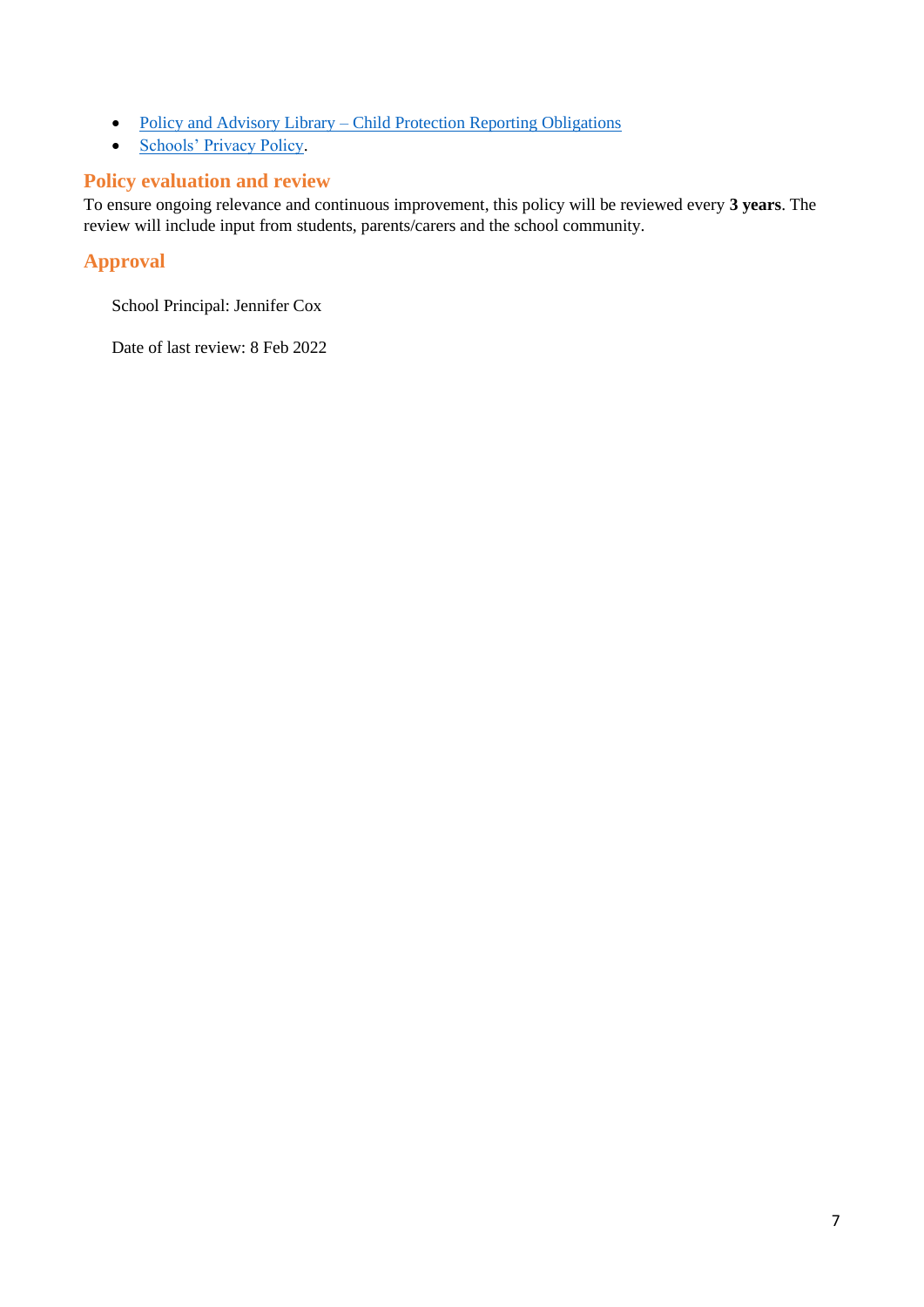- Policy and Advisory Library – Child Protection Reporting Obligations
- Schools' Privacy Policy.

## Policy evaluation and review

To ensure ongoing relevance and continuous improvement, this policy will be reviewed every **3 years**. The review will include input from students, parents/carers and the school community.

## Approval

School Principal: Jennifer Cox

Date of last review: 8 Feb 2022